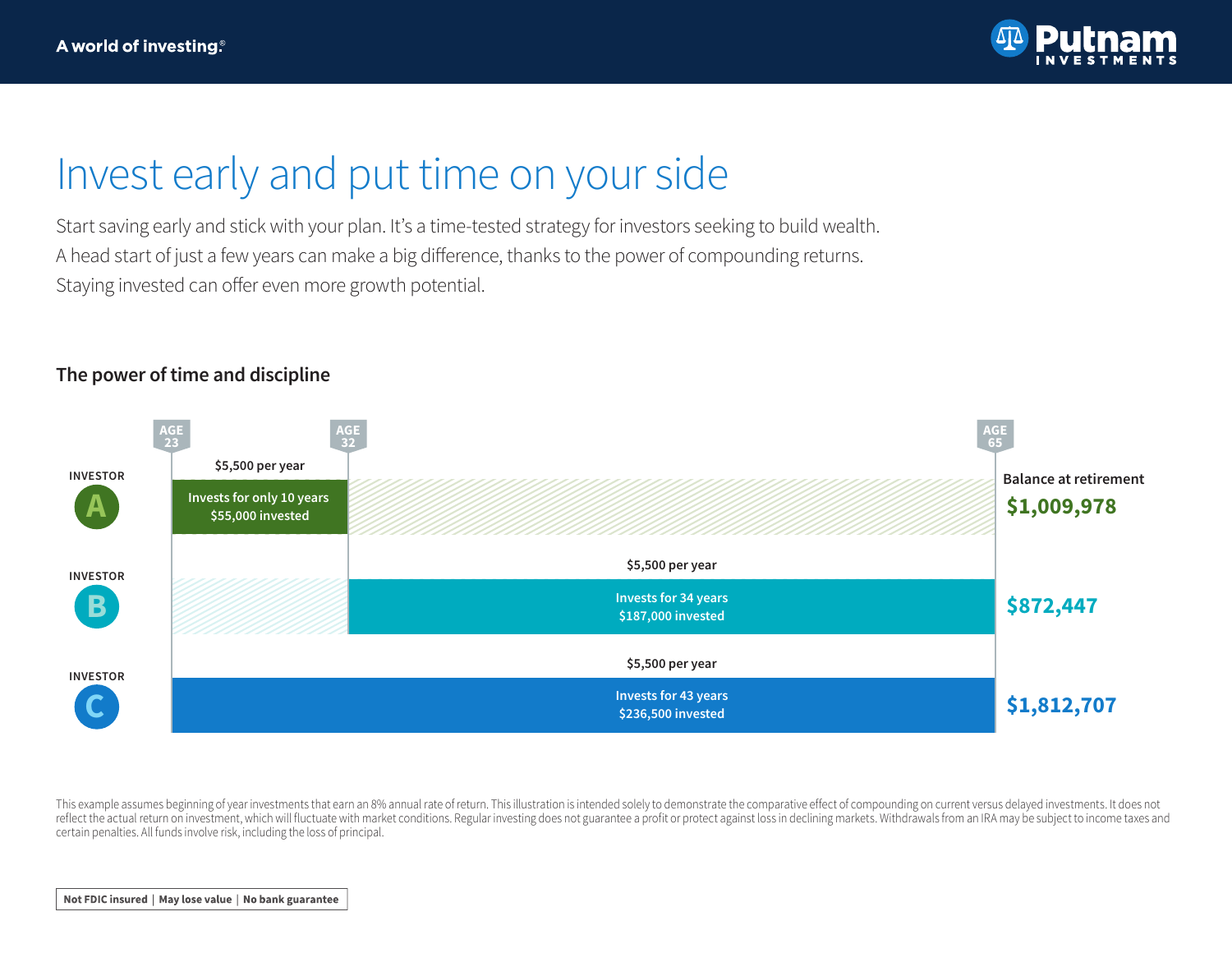A world of investing.®

# Invest early and put time on your side

Start saving early and stick with your plan. It's a time-tested strategy for investors seeking to build wealth. A head start of just a few years can make a big difference, thanks to the power of compounding returns. Staying invested can offer even more growth potential.

## The power of time and discipline

| Investor | Contribution | Period | Years invested | Amount invested | Balance at retirement |
|---|---|---|---|---|---|
| A | $5,500 per year | Age 23 to age 32 | Invests for only 10 years | $55,000 invested | $1,009,978 |
| B | $5,500 per year | Age 32 to age 65 | Invests for 34 years | $187,000 invested | $872,447 |
| C | $5,500 per year | Age 23 to age 65 | Invests for 43 years | $236,500 invested | $1,812,707 |

This example assumes beginning of year investments that earn an 8% annual rate of return. This illustration is intended solely to demonstrate the comparative effect of compounding on current versus delayed investments. It does not reflect the actual return on investment, which will fluctuate with market conditions. Regular investing does not guarantee a profit or protect against loss in declining markets. Withdrawals from an IRA may be subject to income taxes and certain penalties. All funds involve risk, including the loss of principal.

**Not FDIC insured | May lose value | No bank guarantee**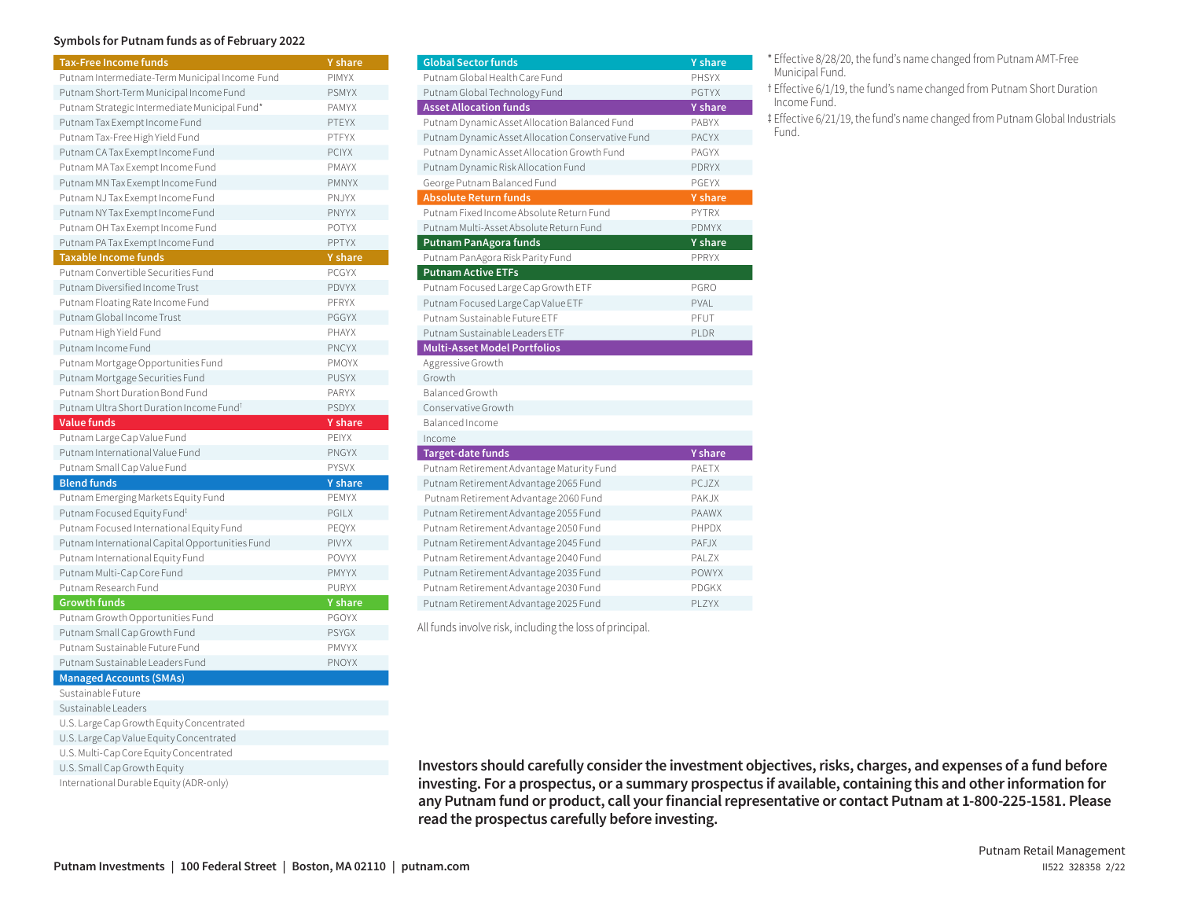**Symbols for Putnam funds as of February 2022**

| Tax-Free Income funds | Y share |
|---|---|
| Putnam Intermediate-Term Municipal Income Fund | PIMYX |
| Putnam Short-Term Municipal Income Fund | PSMYX |
| Putnam Strategic Intermediate Municipal Fund* | PAMYX |
| Putnam Tax Exempt Income Fund | PTEYX |
| Putnam Tax-Free High Yield Fund | PTFYX |
| Putnam CA Tax Exempt Income Fund | PCIYX |
| Putnam MA Tax Exempt Income Fund | PMAYX |
| Putnam MN Tax Exempt Income Fund | PMNYX |
| Putnam NJ Tax Exempt Income Fund | PNJYX |
| Putnam NY Tax Exempt Income Fund | PNYYX |
| Putnam OH Tax Exempt Income Fund | POTYX |
| Putnam PA Tax Exempt Income Fund | PPTYX |
| **Taxable Income funds** | **Y share** |
| Putnam Convertible Securities Fund | PCGYX |
| Putnam Diversified Income Trust | PDVYX |
| Putnam Floating Rate Income Fund | PFRYX |
| Putnam Global Income Trust | PGGYX |
| Putnam High Yield Fund | PHAYX |
| Putnam Income Fund | PNCYX |
| Putnam Mortgage Opportunities Fund | PMOYX |
| Putnam Mortgage Securities Fund | PUSYX |
| Putnam Short Duration Bond Fund | PARYX |
| Putnam Ultra Short Duration Income Fund† | PSDYX |
| **Value funds** | **Y share** |
| Putnam Large Cap Value Fund | PEIYX |
| Putnam International Value Fund | PNGYX |
| Putnam Small Cap Value Fund | PYSVX |
| **Blend funds** | **Y share** |
| Putnam Emerging Markets Equity Fund | PEMYX |
| Putnam Focused Equity Fund‡ | PGILX |
| Putnam Focused International Equity Fund | PEQYX |
| Putnam International Capital Opportunities Fund | PIVYX |
| Putnam International Equity Fund | POVYX |
| Putnam Multi-Cap Core Fund | PMYYX |
| Putnam Research Fund | PURYX |
| **Growth funds** | **Y share** |
| Putnam Growth Opportunities Fund | PGOYX |
| Putnam Small Cap Growth Fund | PSYGX |
| Putnam Sustainable Future Fund | PMVYX |
| Putnam Sustainable Leaders Fund | PNOYX |
| **Managed Accounts (SMAs)** | |
| Sustainable Future | |
| Sustainable Leaders | |
| U.S. Large Cap Growth Equity Concentrated | |
| U.S. Large Cap Value Equity Concentrated | |
| U.S. Multi-Cap Core Equity Concentrated | |
| U.S. Small Cap Growth Equity | |
| International Durable Equity (ADR-only) | |

| Global Sector funds | Y share |
|---|---|
| Putnam Global Health Care Fund | PHSYX |
| Putnam Global Technology Fund | PGTYX |
| **Asset Allocation funds** | **Y share** |
| Putnam Dynamic Asset Allocation Balanced Fund | PABYX |
| Putnam Dynamic Asset Allocation Conservative Fund | PACYX |
| Putnam Dynamic Asset Allocation Growth Fund | PAGYX |
| Putnam Dynamic Risk Allocation Fund | PDRYX |
| George Putnam Balanced Fund | PGEYX |
| **Absolute Return funds** | **Y share** |
| Putnam Fixed Income Absolute Return Fund | PYTRX |
| Putnam Multi-Asset Absolute Return Fund | PDMYX |
| **Putnam PanAgora funds** | **Y share** |
| Putnam PanAgora Risk Parity Fund | PPRYX |
| **Putnam Active ETFs** | |
| Putnam Focused Large Cap Growth ETF | PGRO |
| Putnam Focused Large Cap Value ETF | PVAL |
| Putnam Sustainable Future ETF | PFUT |
| Putnam Sustainable Leaders ETF | PLDR |
| **Multi-Asset Model Portfolios** | |
| Aggressive Growth | |
| Growth | |
| Balanced Growth | |
| Conservative Growth | |
| Balanced Income | |
| Income | |
| **Target-date funds** | **Y share** |
| Putnam Retirement Advantage Maturity Fund | PAETX |
| Putnam Retirement Advantage 2065 Fund | PCJZX |
| Putnam Retirement Advantage 2060 Fund | PAKJX |
| Putnam Retirement Advantage 2055 Fund | PAAWX |
| Putnam Retirement Advantage 2050 Fund | PHPDX |
| Putnam Retirement Advantage 2045 Fund | PAFJX |
| Putnam Retirement Advantage 2040 Fund | PALZX |
| Putnam Retirement Advantage 2035 Fund | POWYX |
| Putnam Retirement Advantage 2030 Fund | PDGKX |
| Putnam Retirement Advantage 2025 Fund | PLZYX |

All funds involve risk, including the loss of principal.

\* Effective 8/28/20, the fund's name changed from Putnam AMT-Free Municipal Fund.

† Effective 6/1/19, the fund's name changed from Putnam Short Duration Income Fund.

‡ Effective 6/21/19, the fund's name changed from Putnam Global Industrials Fund.

**Investors should carefully consider the investment objectives, risks, charges, and expenses of a fund before investing. For a prospectus, or a summary prospectus if available, containing this and other information for any Putnam fund or product, call your financial representative or contact Putnam at 1-800-225-1581. Please read the prospectus carefully before investing.**

**Putnam Investments | 100 Federal Street | Boston, MA 02110 | putnam.com**

Putnam Retail Management

II522 328358 2/22